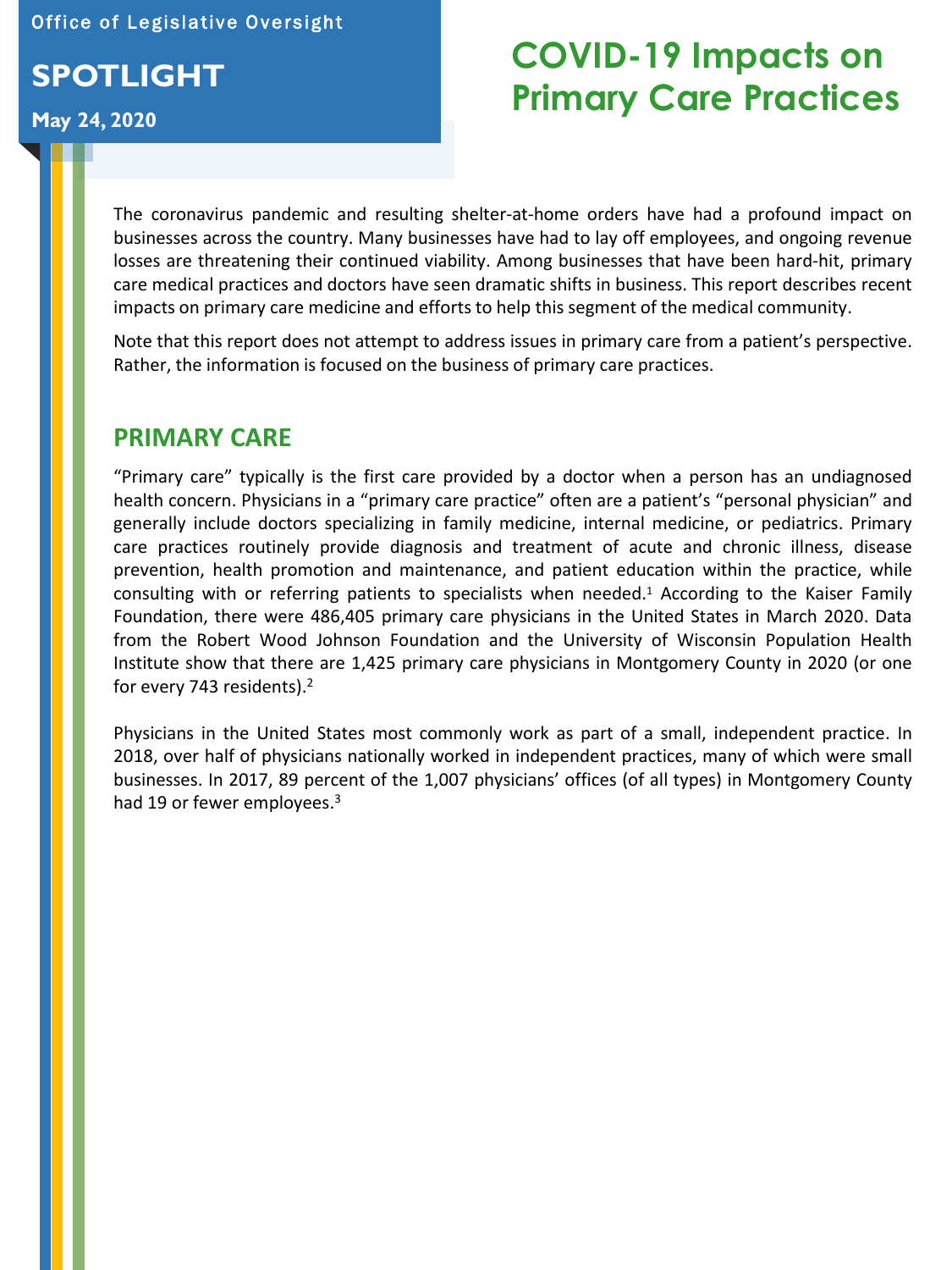Office of Legislative Oversight

**SPOTLIGHT**

**May 24, 2020**

# COVID-19 Impacts on Primary Care Practices

The coronavirus pandemic and resulting shelter-at-home orders have had a profound impact on businesses across the country. Many businesses have had to lay off employees, and ongoing revenue losses are threatening their continued viability. Among businesses that have been hard-hit, primary care medical practices and doctors have seen dramatic shifts in business. This report describes recent impacts on primary care medicine and efforts to help this segment of the medical community.

Note that this report does not attempt to address issues in primary care from a patient's perspective. Rather, the information is focused on the business of primary care practices.

## PRIMARY CARE

"Primary care" typically is the first care provided by a doctor when a person has an undiagnosed health concern. Physicians in a "primary care practice" often are a patient's "personal physician" and generally include doctors specializing in family medicine, internal medicine, or pediatrics. Primary care practices routinely provide diagnosis and treatment of acute and chronic illness, disease prevention, health promotion and maintenance, and patient education within the practice, while consulting with or referring patients to specialists when needed.[1] According to the Kaiser Family Foundation, there were 486,405 primary care physicians in the United States in March 2020. Data from the Robert Wood Johnson Foundation and the University of Wisconsin Population Health Institute show that there are 1,425 primary care physicians in Montgomery County in 2020 (or one for every 743 residents).[2]

Physicians in the United States most commonly work as part of a small, independent practice. In 2018, over half of physicians nationally worked in independent practices, many of which were small businesses. In 2017, 89 percent of the 1,007 physicians' offices (of all types) in Montgomery County had 19 or fewer employees.[3]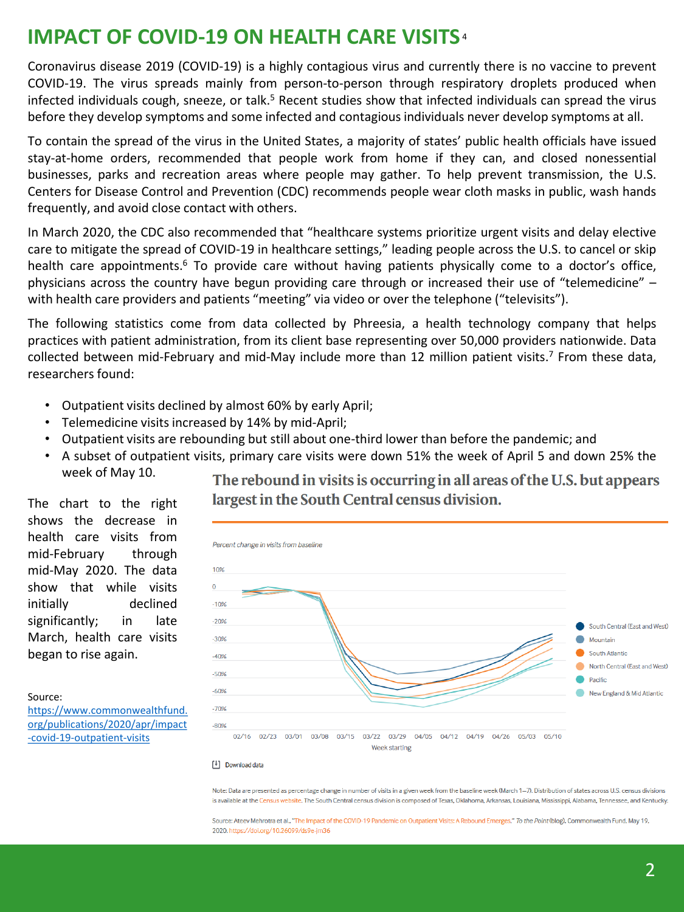# IMPACT OF COVID-19 ON HEALTH CARE VISITS[4]

Coronavirus disease 2019 (COVID-19) is a highly contagious virus and currently there is no vaccine to prevent COVID-19. The virus spreads mainly from person-to-person through respiratory droplets produced when infected individuals cough, sneeze, or talk.[5] Recent studies show that infected individuals can spread the virus before they develop symptoms and some infected and contagious individuals never develop symptoms at all.

To contain the spread of the virus in the United States, a majority of states' public health officials have issued stay-at-home orders, recommended that people work from home if they can, and closed nonessential businesses, parks and recreation areas where people may gather. To help prevent transmission, the U.S. Centers for Disease Control and Prevention (CDC) recommends people wear cloth masks in public, wash hands frequently, and avoid close contact with others.

In March 2020, the CDC also recommended that "healthcare systems prioritize urgent visits and delay elective care to mitigate the spread of COVID-19 in healthcare settings," leading people across the U.S. to cancel or skip health care appointments.[6] To provide care without having patients physically come to a doctor's office, physicians across the country have begun providing care through or increased their use of "telemedicine" – with health care providers and patients "meeting" via video or over the telephone ("televisits").

The following statistics come from data collected by Phreesia, a health technology company that helps practices with patient administration, from its client base representing over 50,000 providers nationwide. Data collected between mid-February and mid-May include more than 12 million patient visits.[7] From these data, researchers found:

- Outpatient visits declined by almost 60% by early April;
- Telemedicine visits increased by 14% by mid-April;
- Outpatient visits are rebounding but still about one-third lower than before the pandemic; and
- A subset of outpatient visits, primary care visits were down 51% the week of April 5 and down 25% the week of May 10.

The chart to the right shows the decrease in health care visits from mid-February through mid-May 2020. The data show that while visits initially declined significantly; in late March, health care visits began to rise again.

Source: https://www.commonwealthfund.org/publications/2020/apr/impact-covid-19-outpatient-visits

**The rebound in visits is occurring in all areas of the U.S. but appears largest in the South Central census division.**

*Percent change in visits from baseline*

10%
0
-10%
-20%
-30%
-40%
-50%
-60%
-70%
-80%

02/16 02/23 03/01 03/08 03/15 03/22 03/29 04/05 04/12 04/19 04/26 05/03 05/10

Week starting

South Central (East and West)
Mountain
South Atlantic
North Central (East and West)
Pacific
New England & Mid Atlantic

Download data

Note: Data are presented as percentage change in number of visits in a given week from the baseline week (March 1–7). Distribution of states across U.S. census divisions is available at the Census website. The South Central census division is composed of Texas, Oklahoma, Arkansas, Louisiana, Mississippi, Alabama, Tennessee, and Kentucky.

Source: Ateev Mehrotra et al., "The Impact of the COVID-19 Pandemic on Outpatient Visits: A Rebound Emerges," *To the Point* (blog), Commonwealth Fund, May 19, 2020. https://doi.org/10.26099/ds9e-jm36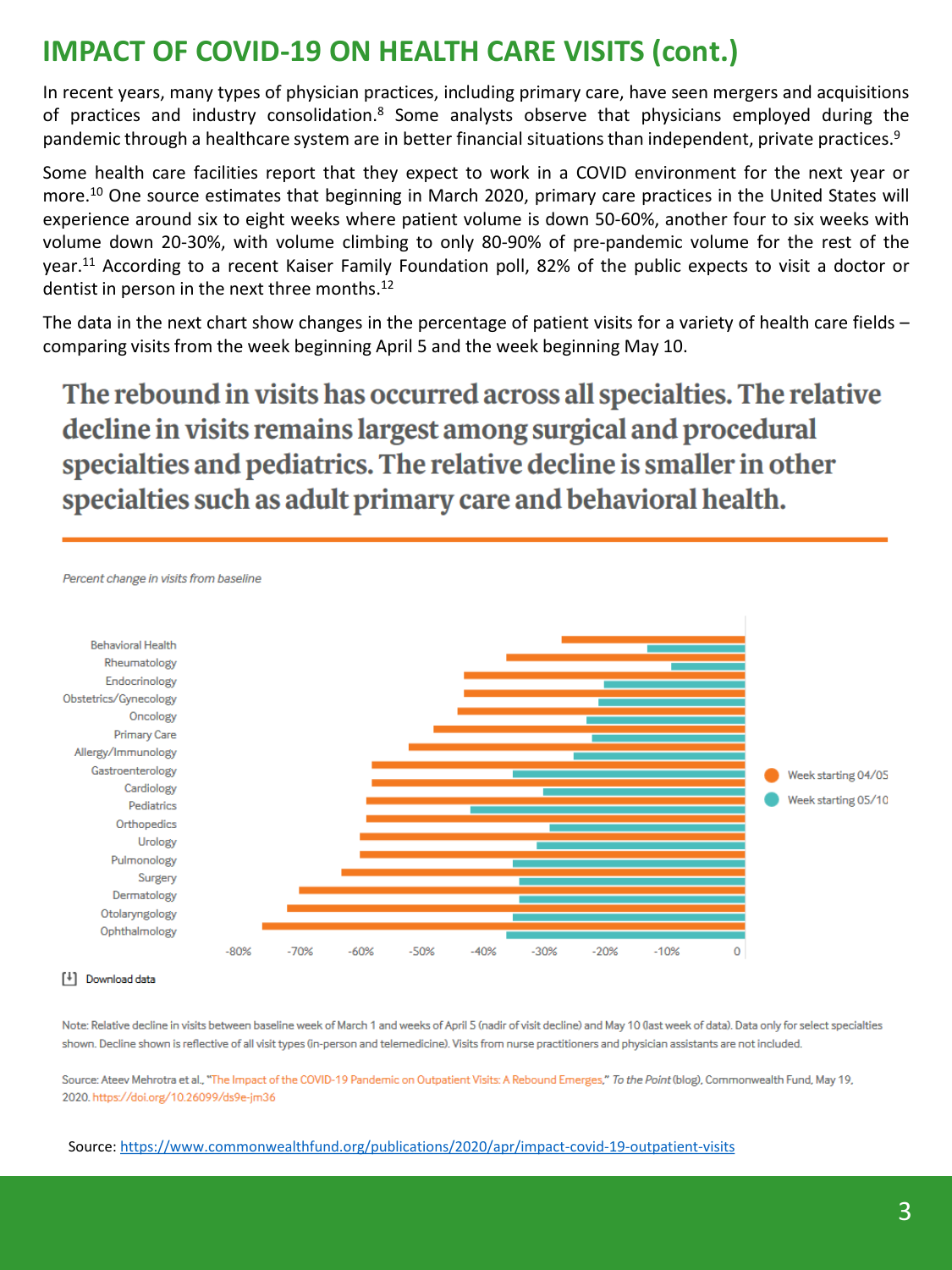## IMPACT OF COVID-19 ON HEALTH CARE VISITS (cont.)

In recent years, many types of physician practices, including primary care, have seen mergers and acquisitions of practices and industry consolidation.[8] Some analysts observe that physicians employed during the pandemic through a healthcare system are in better financial situations than independent, private practices.[9]

Some health care facilities report that they expect to work in a COVID environment for the next year or more.[10] One source estimates that beginning in March 2020, primary care practices in the United States will experience around six to eight weeks where patient volume is down 50-60%, another four to six weeks with volume down 20-30%, with volume climbing to only 80-90% of pre-pandemic volume for the rest of the year.[11] According to a recent Kaiser Family Foundation poll, 82% of the public expects to visit a doctor or dentist in person in the next three months.[12]

The data in the next chart show changes in the percentage of patient visits for a variety of health care fields – comparing visits from the week beginning April 5 and the week beginning May 10.

**The rebound in visits has occurred across all specialties. The relative decline in visits remains largest among surgical and procedural specialties and pediatrics. The relative decline is smaller in other specialties such as adult primary care and behavioral health.**

*Percent change in visits from baseline*

Behavioral Health
Rheumatology
Endocrinology
Obstetrics/Gynecology
Oncology
Primary Care
Allergy/Immunology
Gastroenterology
Cardiology
Pediatrics
Orthopedics
Urology
Pulmonology
Surgery
Dermatology
Otolaryngology
Ophthalmology

-80% -70% -60% -50% -40% -30% -20% -10% 0

Week starting 04/05
Week starting 05/10

Download data

Note: Relative decline in visits between baseline week of March 1 and weeks of April 5 (nadir of visit decline) and May 10 (last week of data). Data only for select specialties shown. Decline shown is reflective of all visit types (in-person and telemedicine). Visits from nurse practitioners and physician assistants are not included.

Source: Ateev Mehrotra et al., "The Impact of the COVID-19 Pandemic on Outpatient Visits: A Rebound Emerges," *To the Point* (blog), Commonwealth Fund, May 19, 2020. https://doi.org/10.26099/ds9e-jm36

Source: https://www.commonwealthfund.org/publications/2020/apr/impact-covid-19-outpatient-visits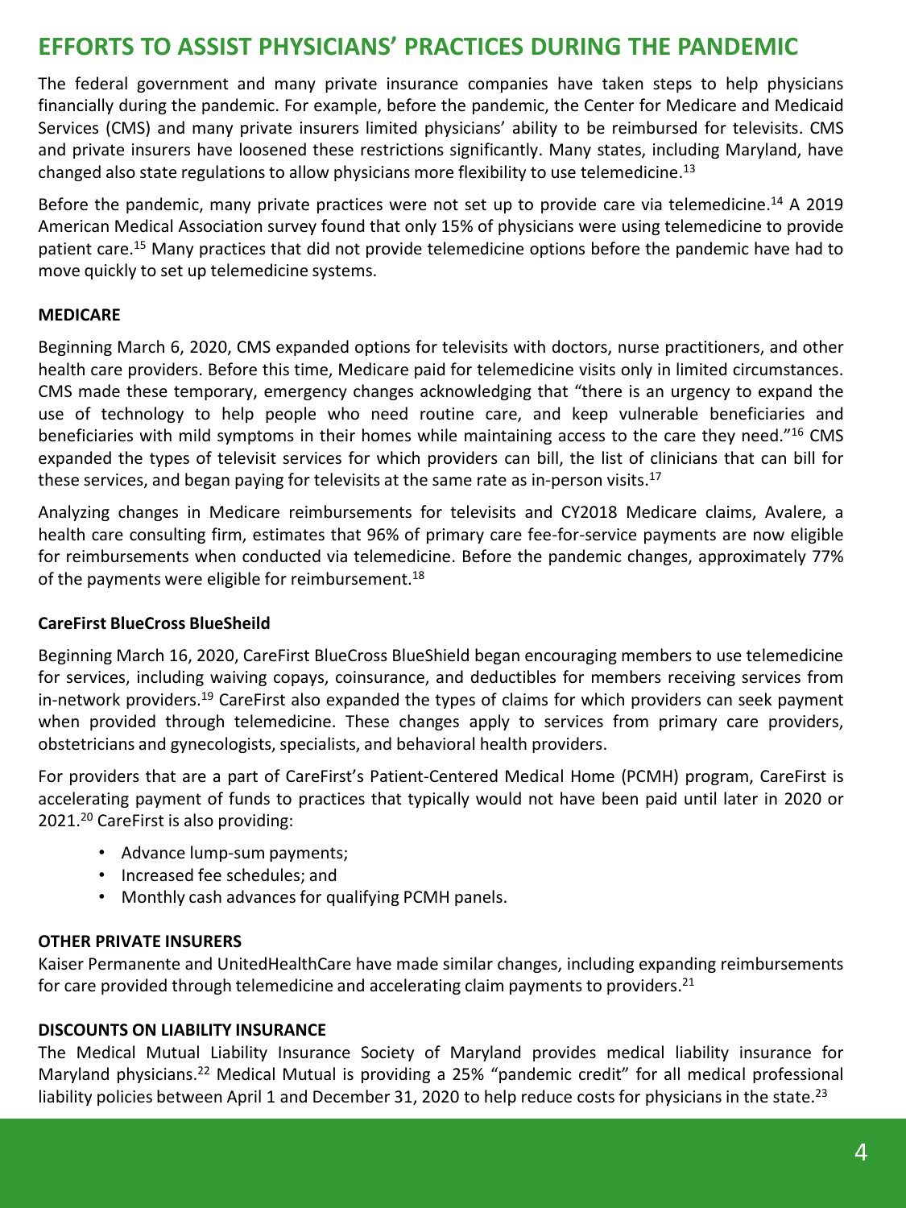## EFFORTS TO ASSIST PHYSICIANS' PRACTICES DURING THE PANDEMIC

The federal government and many private insurance companies have taken steps to help physicians financially during the pandemic. For example, before the pandemic, the Center for Medicare and Medicaid Services (CMS) and many private insurers limited physicians' ability to be reimbursed for televisits. CMS and private insurers have loosened these restrictions significantly. Many states, including Maryland, have changed also state regulations to allow physicians more flexibility to use telemedicine.[13]

Before the pandemic, many private practices were not set up to provide care via telemedicine.[14] A 2019 American Medical Association survey found that only 15% of physicians were using telemedicine to provide patient care.[15] Many practices that did not provide telemedicine options before the pandemic have had to move quickly to set up telemedicine systems.

### MEDICARE

Beginning March 6, 2020, CMS expanded options for televisits with doctors, nurse practitioners, and other health care providers. Before this time, Medicare paid for telemedicine visits only in limited circumstances. CMS made these temporary, emergency changes acknowledging that "there is an urgency to expand the use of technology to help people who need routine care, and keep vulnerable beneficiaries and beneficiaries with mild symptoms in their homes while maintaining access to the care they need."[16] CMS expanded the types of televisit services for which providers can bill, the list of clinicians that can bill for these services, and began paying for televisits at the same rate as in-person visits.[17]

Analyzing changes in Medicare reimbursements for televisits and CY2018 Medicare claims, Avalere, a health care consulting firm, estimates that 96% of primary care fee-for-service payments are now eligible for reimbursements when conducted via telemedicine. Before the pandemic changes, approximately 77% of the payments were eligible for reimbursement.[18]

### CareFirst BlueCross BlueSheild

Beginning March 16, 2020, CareFirst BlueCross BlueShield began encouraging members to use telemedicine for services, including waiving copays, coinsurance, and deductibles for members receiving services from in-network providers.[19] CareFirst also expanded the types of claims for which providers can seek payment when provided through telemedicine. These changes apply to services from primary care providers, obstetricians and gynecologists, specialists, and behavioral health providers.

For providers that are a part of CareFirst's Patient-Centered Medical Home (PCMH) program, CareFirst is accelerating payment of funds to practices that typically would not have been paid until later in 2020 or 2021.[20] CareFirst is also providing:

- Advance lump-sum payments;
- Increased fee schedules; and
- Monthly cash advances for qualifying PCMH panels.

### OTHER PRIVATE INSURERS

Kaiser Permanente and UnitedHealthCare have made similar changes, including expanding reimbursements for care provided through telemedicine and accelerating claim payments to providers.[21]

### DISCOUNTS ON LIABILITY INSURANCE

The Medical Mutual Liability Insurance Society of Maryland provides medical liability insurance for Maryland physicians.[22] Medical Mutual is providing a 25% "pandemic credit" for all medical professional liability policies between April 1 and December 31, 2020 to help reduce costs for physicians in the state.[23]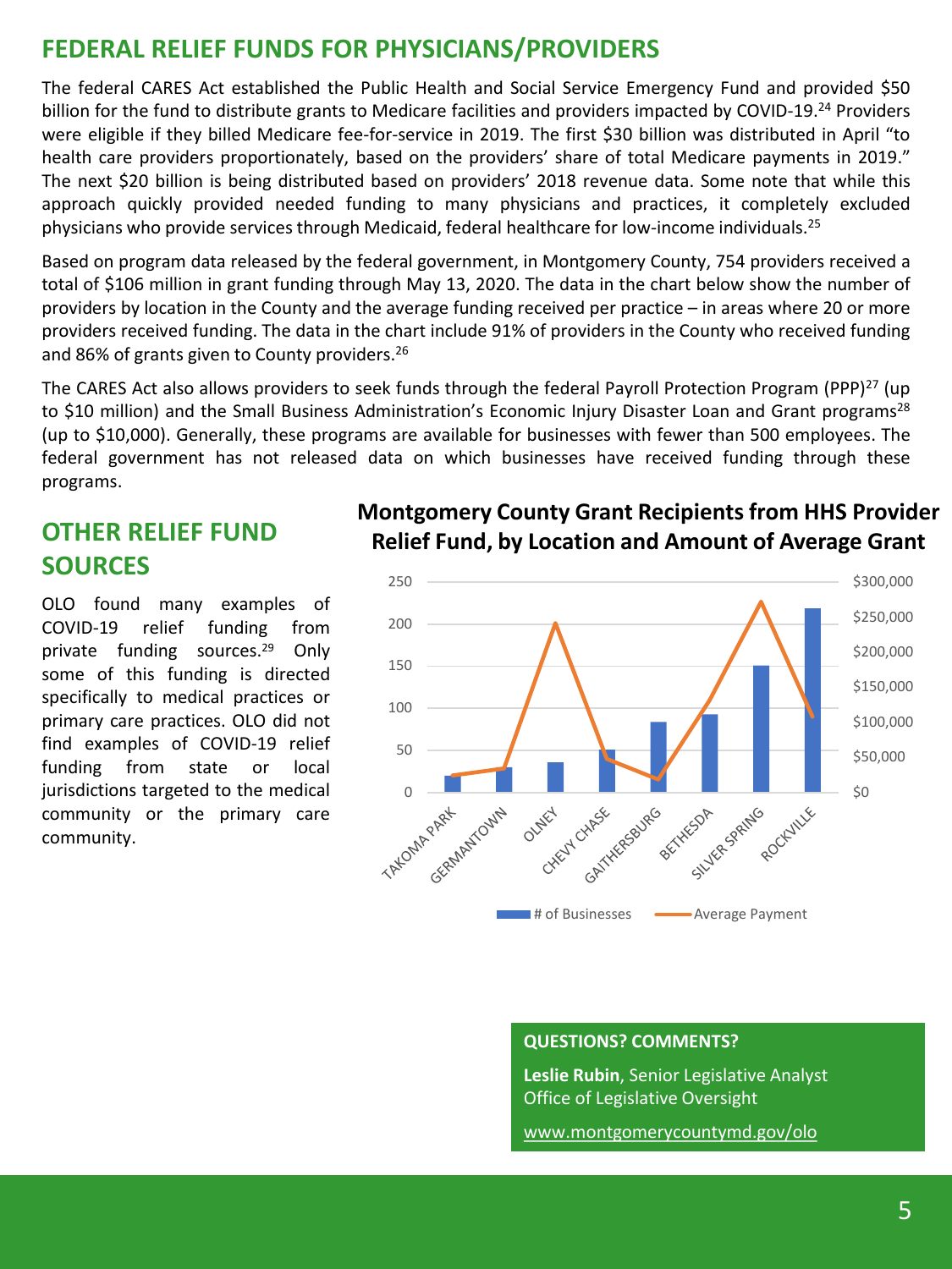## FEDERAL RELIEF FUNDS FOR PHYSICIANS/PROVIDERS

The federal CARES Act established the Public Health and Social Service Emergency Fund and provided $50 billion for the fund to distribute grants to Medicare facilities and providers impacted by COVID-19.[24] Providers were eligible if they billed Medicare fee-for-service in 2019. The first $30 billion was distributed in April "to health care providers proportionately, based on the providers' share of total Medicare payments in 2019." The next $20 billion is being distributed based on providers' 2018 revenue data. Some note that while this approach quickly provided needed funding to many physicians and practices, it completely excluded physicians who provide services through Medicaid, federal healthcare for low-income individuals.[25]

Based on program data released by the federal government, in Montgomery County, 754 providers received a total of $106 million in grant funding through May 13, 2020. The data in the chart below show the number of providers by location in the County and the average funding received per practice – in areas where 20 or more providers received funding. The data in the chart include 91% of providers in the County who received funding and 86% of grants given to County providers.[26]

The CARES Act also allows providers to seek funds through the federal Payroll Protection Program (PPP)[27] (up to $10 million) and the Small Business Administration's Economic Injury Disaster Loan and Grant programs[28] (up to $10,000). Generally, these programs are available for businesses with fewer than 500 employees. The federal government has not released data on which businesses have received funding through these programs.

## OTHER RELIEF FUND SOURCES

OLO found many examples of COVID-19 relief funding from private funding sources.[29] Only some of this funding is directed specifically to medical practices or primary care practices. OLO did not find examples of COVID-19 relief funding from state or local jurisdictions targeted to the medical community or the primary care community.

**Montgomery County Grant Recipients from HHS Provider Relief Fund, by Location and Amount of Average Grant**

0, 50, 100, 150, 200, 250

$0, $50,000, $100,000, $150,000, $200,000, $250,000, $300,000

TAKOMA PARK, GERMANTOWN, OLNEY, CHEVY CHASE, GAITHERSBURG, BETHESDA, SILVER SPRING, ROCKVILLE

# of Businesses — Average Payment

**QUESTIONS? COMMENTS?**

**Leslie Rubin**, Senior Legislative Analyst
Office of Legislative Oversight

www.montgomerycountymd.gov/olo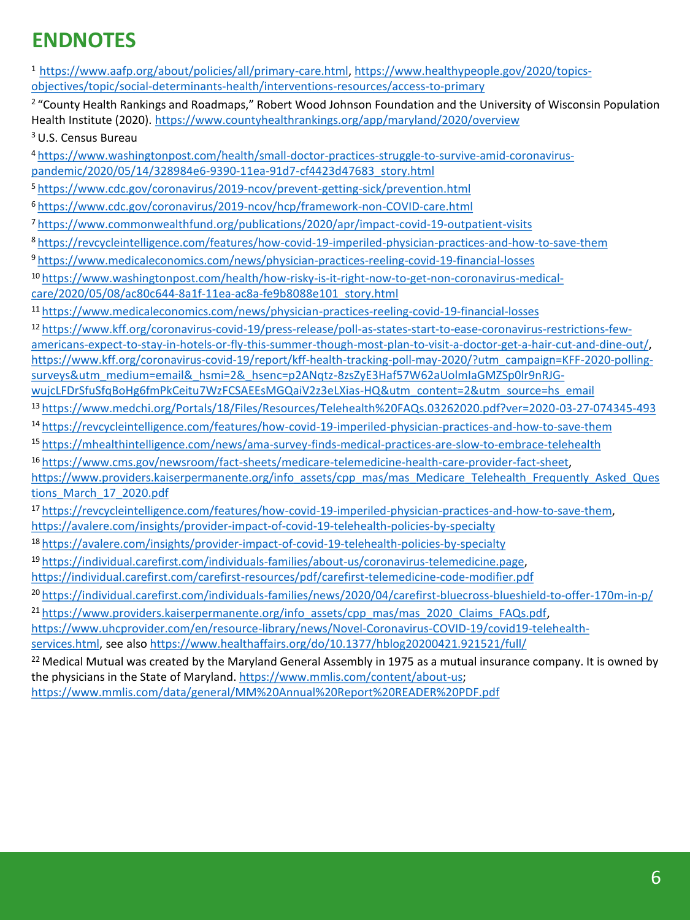# ENDNOTES

[1] https://www.aafp.org/about/policies/all/primary-care.html, https://www.healthypeople.gov/2020/topics-objectives/topic/social-determinants-health/interventions-resources/access-to-primary

[2] "County Health Rankings and Roadmaps," Robert Wood Johnson Foundation and the University of Wisconsin Population Health Institute (2020). https://www.countyhealthrankings.org/app/maryland/2020/overview

[3] U.S. Census Bureau

[4] https://www.washingtonpost.com/health/small-doctor-practices-struggle-to-survive-amid-coronavirus-pandemic/2020/05/14/328984e6-9390-11ea-91d7-cf4423d47683_story.html

[5] https://www.cdc.gov/coronavirus/2019-ncov/prevent-getting-sick/prevention.html

[6] https://www.cdc.gov/coronavirus/2019-ncov/hcp/framework-non-COVID-care.html

[7] https://www.commonwealthfund.org/publications/2020/apr/impact-covid-19-outpatient-visits

[8] https://revcycleintelligence.com/features/how-covid-19-imperiled-physician-practices-and-how-to-save-them

[9] https://www.medicaleconomics.com/news/physician-practices-reeling-covid-19-financial-losses

[10] https://www.washingtonpost.com/health/how-risky-is-it-right-now-to-get-non-coronavirus-medical-care/2020/05/08/ac80c644-8a1f-11ea-ac8a-fe9b8088e101_story.html

[11] https://www.medicaleconomics.com/news/physician-practices-reeling-covid-19-financial-losses

[12] https://www.kff.org/coronavirus-covid-19/press-release/poll-as-states-start-to-ease-coronavirus-restrictions-few-americans-expect-to-stay-in-hotels-or-fly-this-summer-though-most-plan-to-visit-a-doctor-get-a-hair-cut-and-dine-out/, https://www.kff.org/coronavirus-covid-19/report/kff-health-tracking-poll-may-2020/?utm_campaign=KFF-2020-polling-surveys&utm_medium=email&_hsmi=2&_hsenc=p2ANqtz-8zsZyE3Haf57W62aUolmIaGMZSp0lr9nRJG-wujcLFDrSfuSfqBoHg6fmPkCeitu7WzFCSAEEsMGQaiV2z3eLXias-HQ&utm_content=2&utm_source=hs_email

[13] https://www.medchi.org/Portals/18/Files/Resources/Telehealth%20FAQs.03262020.pdf?ver=2020-03-27-074345-493

[14] https://revcycleintelligence.com/features/how-covid-19-imperiled-physician-practices-and-how-to-save-them

[15] https://mhealthintelligence.com/news/ama-survey-finds-medical-practices-are-slow-to-embrace-telehealth

[16] https://www.cms.gov/newsroom/fact-sheets/medicare-telemedicine-health-care-provider-fact-sheet, https://www.providers.kaiserpermanente.org/info_assets/cpp_mas/mas_Medicare_Telehealth_Frequently_Asked_Questions_March_17_2020.pdf

[17] https://revcycleintelligence.com/features/how-covid-19-imperiled-physician-practices-and-how-to-save-them, https://avalere.com/insights/provider-impact-of-covid-19-telehealth-policies-by-specialty

[18] https://avalere.com/insights/provider-impact-of-covid-19-telehealth-policies-by-specialty

[19] https://individual.carefirst.com/individuals-families/about-us/coronavirus-telemedicine.page, https://individual.carefirst.com/carefirst-resources/pdf/carefirst-telemedicine-code-modifier.pdf

[20] https://individual.carefirst.com/individuals-families/news/2020/04/carefirst-bluecross-blueshield-to-offer-170m-in-p/

[21] https://www.providers.kaiserpermanente.org/info_assets/cpp_mas/mas_2020_Claims_FAQs.pdf, https://www.uhcprovider.com/en/resource-library/news/Novel-Coronavirus-COVID-19/covid19-telehealth-services.html, see also https://www.healthaffairs.org/do/10.1377/hblog20200421.921521/full/

[22] Medical Mutual was created by the Maryland General Assembly in 1975 as a mutual insurance company. It is owned by the physicians in the State of Maryland. https://www.mmlis.com/content/about-us; https://www.mmlis.com/data/general/MM%20Annual%20Report%20READER%20PDF.pdf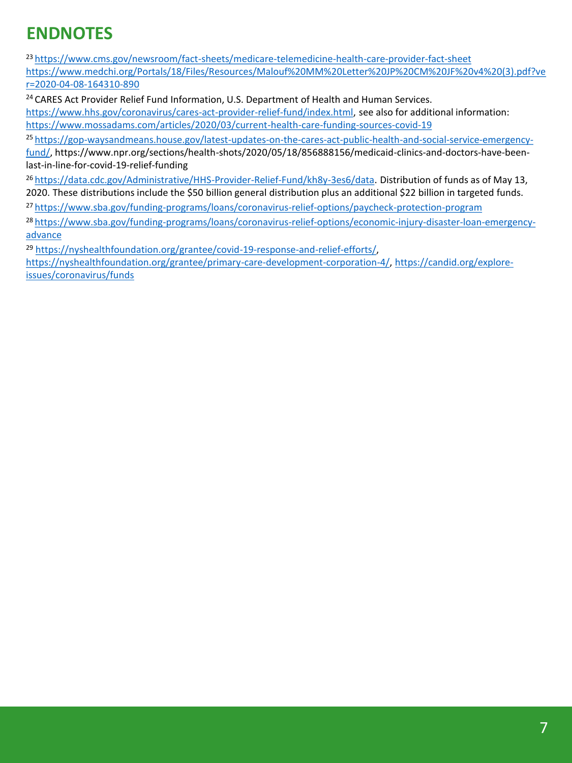## ENDNOTES

[23] https://www.cms.gov/newsroom/fact-sheets/medicare-telemedicine-health-care-provider-fact-sheet https://www.medchi.org/Portals/18/Files/Resources/Malouf%20MM%20Letter%20JP%20CM%20JF%20v4%20(3).pdf?ver=2020-04-08-164310-890

[24] CARES Act Provider Relief Fund Information, U.S. Department of Health and Human Services. https://www.hhs.gov/coronavirus/cares-act-provider-relief-fund/index.html, see also for additional information: https://www.mossadams.com/articles/2020/03/current-health-care-funding-sources-covid-19

[25] https://gop-waysandmeans.house.gov/latest-updates-on-the-cares-act-public-health-and-social-service-emergency-fund/, https://www.npr.org/sections/health-shots/2020/05/18/856888156/medicaid-clinics-and-doctors-have-been-last-in-line-for-covid-19-relief-funding

[26] https://data.cdc.gov/Administrative/HHS-Provider-Relief-Fund/kh8y-3es6/data. Distribution of funds as of May 13, 2020. These distributions include the $50 billion general distribution plus an additional $22 billion in targeted funds.

[27] https://www.sba.gov/funding-programs/loans/coronavirus-relief-options/paycheck-protection-program

[28] https://www.sba.gov/funding-programs/loans/coronavirus-relief-options/economic-injury-disaster-loan-emergency-advance

[29] https://nyshealthfoundation.org/grantee/covid-19-response-and-relief-efforts/, https://nyshealthfoundation.org/grantee/primary-care-development-corporation-4/, https://candid.org/explore-issues/coronavirus/funds